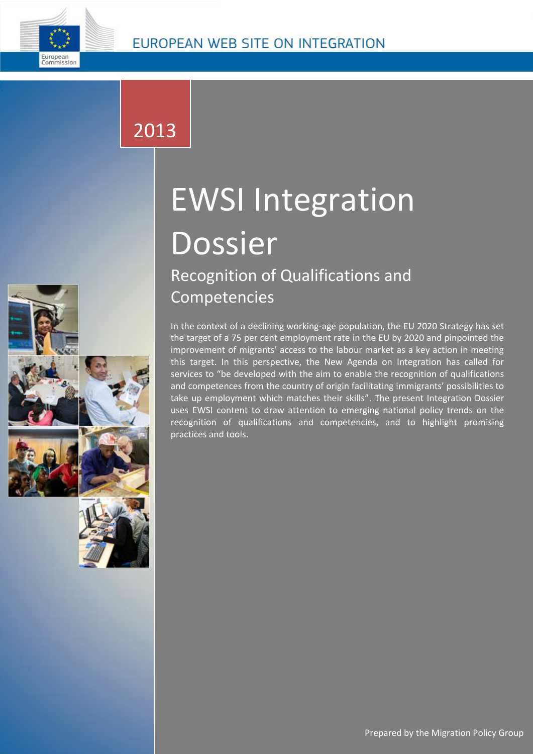EUROPEAN WEB SITE ON INTEGRATION

2013

# EWSI Integration Dossier

## Recognition of Qualifications and Competencies

In the context of a declining working-age population, the EU 2020 Strategy has set the target of a 75 per cent employment rate in the EU by 2020 and pinpointed the improvement of migrants' access to the labour market as a key action in meeting this target. In this perspective, the New Agenda on Integration has called for services to "be developed with the aim to enable the recognition of qualifications and competences from the country of origin facilitating immigrants' possibilities to take up employment which matches their skills". The present Integration Dossier uses EWSI content to draw attention to emerging national policy trends on the recognition of qualifications and competencies, and to highlight promising practices and tools.

Prepared by the Migration Policy Group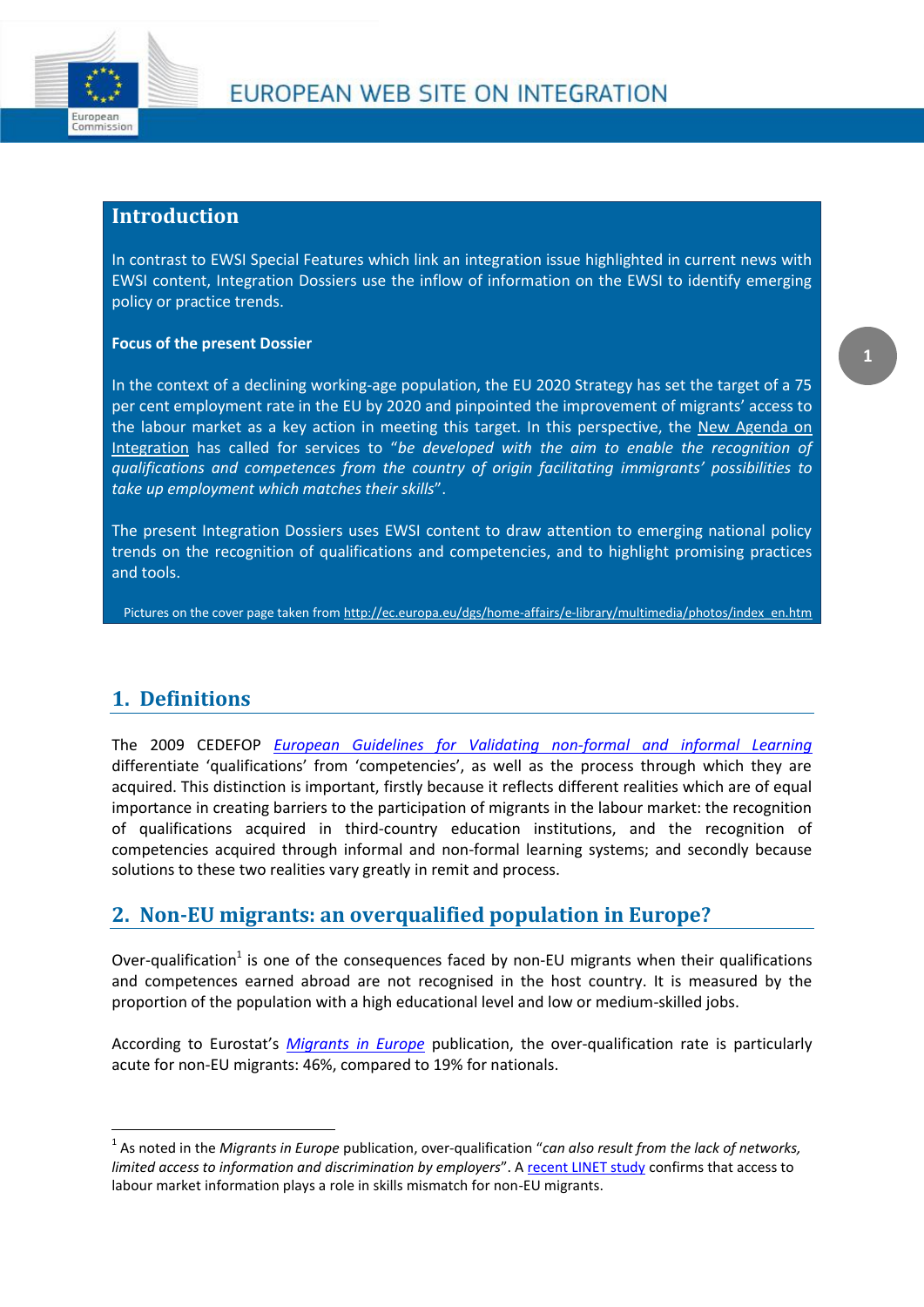## Introduction

In contrast to EWSI Special Features which link an integration issue highlighted in current news with EWSI content, Integration Dossiers use the inflow of information on the EWSI to identify emerging policy or practice trends.

**Focus of the present Dossier**

In the context of a declining working-age population, the EU 2020 Strategy has set the target of a 75 per cent employment rate in the EU by 2020 and pinpointed the improvement of migrants' access to the labour market as a key action in meeting this target. In this perspective, the New Agenda on Integration has called for services to "*be developed with the aim to enable the recognition of qualifications and competences from the country of origin facilitating immigrants' possibilities to take up employment which matches their skills*".

The present Integration Dossiers uses EWSI content to draw attention to emerging national policy trends on the recognition of qualifications and competencies, and to highlight promising practices and tools.

Pictures on the cover page taken from http://ec.europa.eu/dgs/home-affairs/e-library/multimedia/photos/index_en.htm

## 1. Definitions

The 2009 CEDEFOP *European Guidelines for Validating non-formal and informal Learning* differentiate 'qualifications' from 'competencies', as well as the process through which they are acquired. This distinction is important, firstly because it reflects different realities which are of equal importance in creating barriers to the participation of migrants in the labour market: the recognition of qualifications acquired in third-country education institutions, and the recognition of competencies acquired through informal and non-formal learning systems; and secondly because solutions to these two realities vary greatly in remit and process.

## 2. Non-EU migrants: an overqualified population in Europe?

Over-qualification[1] is one of the consequences faced by non-EU migrants when their qualifications and competences earned abroad are not recognised in the host country. It is measured by the proportion of the population with a high educational level and low or medium-skilled jobs.

According to Eurostat's *Migrants in Europe* publication, the over-qualification rate is particularly acute for non-EU migrants: 46%, compared to 19% for nationals.

[1] As noted in the *Migrants in Europe* publication, over-qualification "*can also result from the lack of networks, limited access to information and discrimination by employers*". A recent LINET study confirms that access to labour market information plays a role in skills mismatch for non-EU migrants.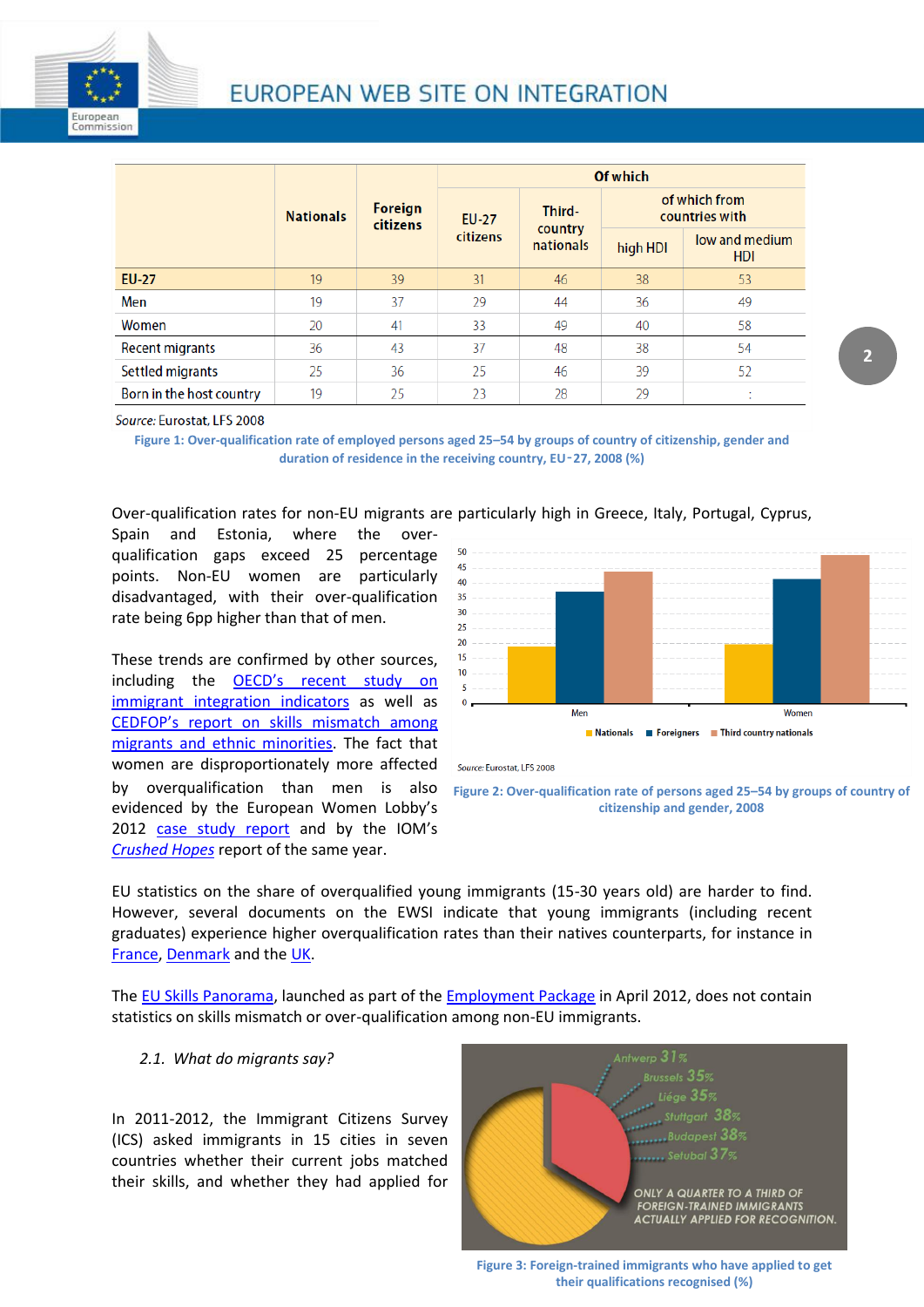|  | Nationals | Foreign citizens | Of which | | | |
|---|---|---|---|---|---|---|
|  |  |  | EU-27 citizens | Third-country nationals | of which from countries with | |
|  |  |  |  |  | high HDI | low and medium HDI |
| **EU-27** | 19 | 39 | 31 | 46 | 38 | 53 |
| Men | 19 | 37 | 29 | 44 | 36 | 49 |
| Women | 20 | 41 | 33 | 49 | 40 | 58 |
| Recent migrants | 36 | 43 | 37 | 48 | 38 | 54 |
| Settled migrants | 25 | 36 | 25 | 46 | 39 | 52 |
| Born in the host country | 19 | 25 | 23 | 28 | 29 | : |

*Source:* Eurostat, LFS 2008

**Figure 1: Over-qualification rate of employed persons aged 25–54 by groups of country of citizenship, gender and duration of residence in the receiving country, EU-27, 2008 (%)**

Over-qualification rates for non-EU migrants are particularly high in Greece, Italy, Portugal, Cyprus, Spain and Estonia, where the over-qualification gaps exceed 25 percentage points. Non-EU women are particularly disadvantaged, with their over-qualification rate being 6pp higher than that of men.

These trends are confirmed by other sources, including the OECD's recent study on immigrant integration indicators as well as CEDFOP's report on skills mismatch among migrants and ethnic minorities. The fact that women are disproportionately more affected by overqualification than men is also evidenced by the European Women Lobby's 2012 case study report and by the IOM's *Crushed Hopes* report of the same year.

*Source:* Eurostat, LFS 2008

**Figure 2: Over-qualification rate of persons aged 25–54 by groups of country of citizenship and gender, 2008**

EU statistics on the share of overqualified young immigrants (15-30 years old) are harder to find. However, several documents on the EWSI indicate that young immigrants (including recent graduates) experience higher overqualification rates than their natives counterparts, for instance in France, Denmark and the UK.

The EU Skills Panorama, launched as part of the Employment Package in April 2012, does not contain statistics on skills mismatch or over-qualification among non-EU immigrants.

### *2.1. What do migrants say?*

In 2011-2012, the Immigrant Citizens Survey (ICS) asked immigrants in 15 cities in seven countries whether their current jobs matched their skills, and whether they had applied for

**Figure 3: Foreign-trained immigrants who have applied to get their qualifications recognised (%)**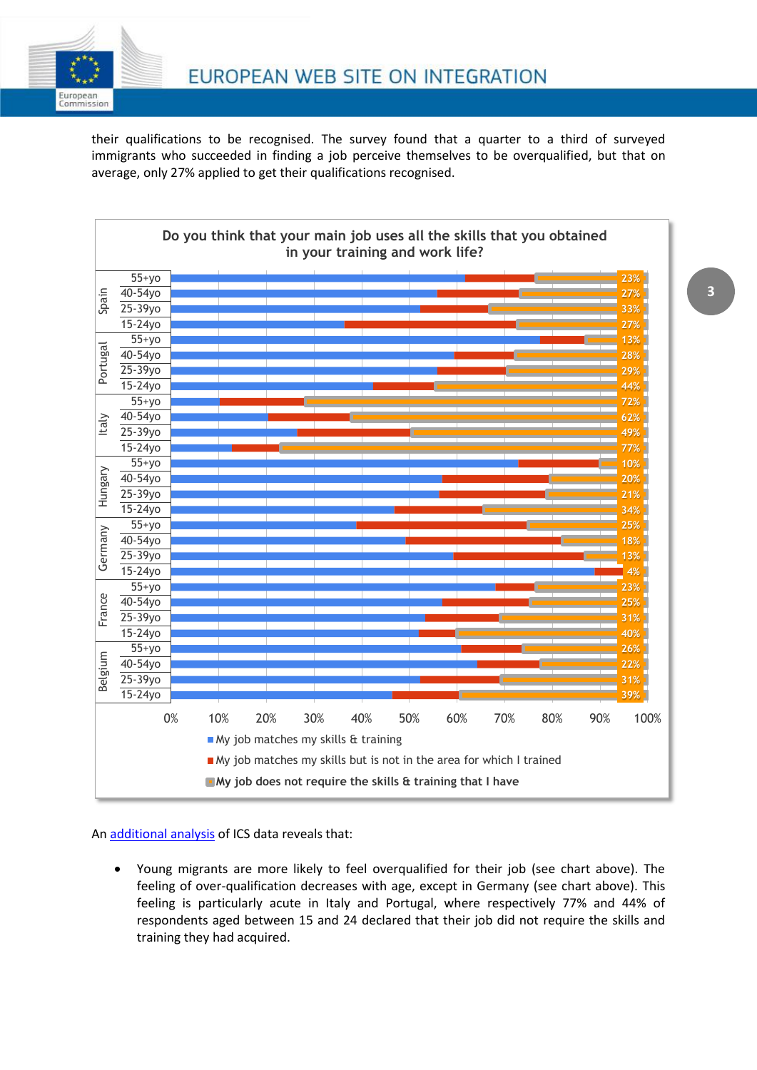their qualifications to be recognised. The survey found that a quarter to a third of surveyed immigrants who succeeded in finding a job perceive themselves to be overqualified, but that on average, only 27% applied to get their qualifications recognised.

**Do you think that your main job uses all the skills that you obtained in your training and work life?**

| Country | Age group | My job does not require the skills & training that I have |
|---|---|---|
| Spain | 55+yo | 23% |
| Spain | 40-54yo | 27% |
| Spain | 25-39yo | 33% |
| Spain | 15-24yo | 27% |
| Portugal | 55+yo | 13% |
| Portugal | 40-54yo | 28% |
| Portugal | 25-39yo | 29% |
| Portugal | 15-24yo | 44% |
| Italy | 55+yo | 72% |
| Italy | 40-54yo | 62% |
| Italy | 25-39yo | 49% |
| Italy | 15-24yo | 77% |
| Hungary | 55+yo | 10% |
| Hungary | 40-54yo | 20% |
| Hungary | 25-39yo | 21% |
| Hungary | 15-24yo | 34% |
| Germany | 55+yo | 25% |
| Germany | 40-54yo | 18% |
| Germany | 25-39yo | 13% |
| Germany | 15-24yo | 4% |
| France | 55+yo | 23% |
| France | 40-54yo | 25% |
| France | 25-39yo | 31% |
| France | 15-24yo | 40% |
| Belgium | 55+yo | 26% |
| Belgium | 40-54yo | 22% |
| Belgium | 25-39yo | 31% |
| Belgium | 15-24yo | 39% |

Legend: My job matches my skills & training; My job matches my skills but is not in the area for which I trained; My job does not require the skills & training that I have

An additional analysis of ICS data reveals that:

- Young migrants are more likely to feel overqualified for their job (see chart above). The feeling of over-qualification decreases with age, except in Germany (see chart above). This feeling is particularly acute in Italy and Portugal, where respectively 77% and 44% of respondents aged between 15 and 24 declared that their job did not require the skills and training they had acquired.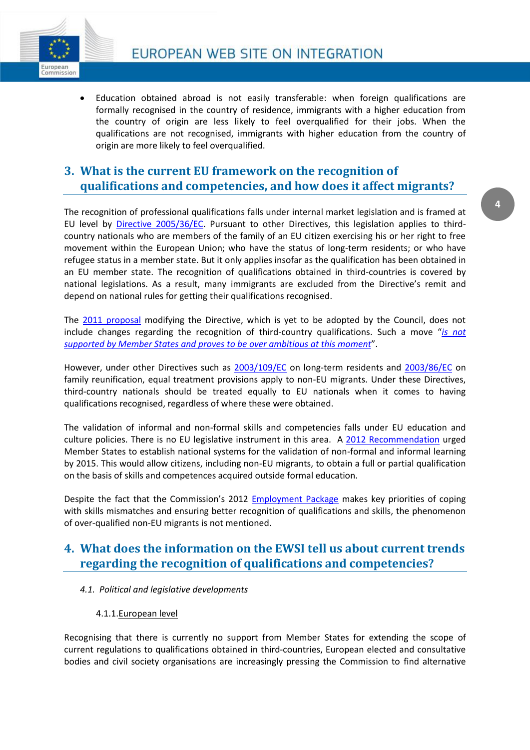- Education obtained abroad is not easily transferable: when foreign qualifications are formally recognised in the country of residence, immigrants with a higher education from the country of origin are less likely to feel overqualified for their jobs. When the qualifications are not recognised, immigrants with higher education from the country of origin are more likely to feel overqualified.

## 3. What is the current EU framework on the recognition of qualifications and competencies, and how does it affect migrants?

The recognition of professional qualifications falls under internal market legislation and is framed at EU level by Directive 2005/36/EC. Pursuant to other Directives, this legislation applies to third-country nationals who are members of the family of an EU citizen exercising his or her right to free movement within the European Union; who have the status of long-term residents; or who have refugee status in a member state. But it only applies insofar as the qualification has been obtained in an EU member state. The recognition of qualifications obtained in third-countries is covered by national legislations. As a result, many immigrants are excluded from the Directive's remit and depend on national rules for getting their qualifications recognised.

The 2011 proposal modifying the Directive, which is yet to be adopted by the Council, does not include changes regarding the recognition of third-country qualifications. Such a move "*is not supported by Member States and proves to be over ambitious at this moment*".

However, under other Directives such as 2003/109/EC on long-term residents and 2003/86/EC on family reunification, equal treatment provisions apply to non-EU migrants. Under these Directives, third-country nationals should be treated equally to EU nationals when it comes to having qualifications recognised, regardless of where these were obtained.

The validation of informal and non-formal skills and competencies falls under EU education and culture policies. There is no EU legislative instrument in this area. A 2012 Recommendation urged Member States to establish national systems for the validation of non-formal and informal learning by 2015. This would allow citizens, including non-EU migrants, to obtain a full or partial qualification on the basis of skills and competences acquired outside formal education.

Despite the fact that the Commission's 2012 Employment Package makes key priorities of coping with skills mismatches and ensuring better recognition of qualifications and skills, the phenomenon of over-qualified non-EU migrants is not mentioned.

## 4. What does the information on the EWSI tell us about current trends regarding the recognition of qualifications and competencies?

### *4.1. Political and legislative developments*

#### 4.1.1. European level

Recognising that there is currently no support from Member States for extending the scope of current regulations to qualifications obtained in third-countries, European elected and consultative bodies and civil society organisations are increasingly pressing the Commission to find alternative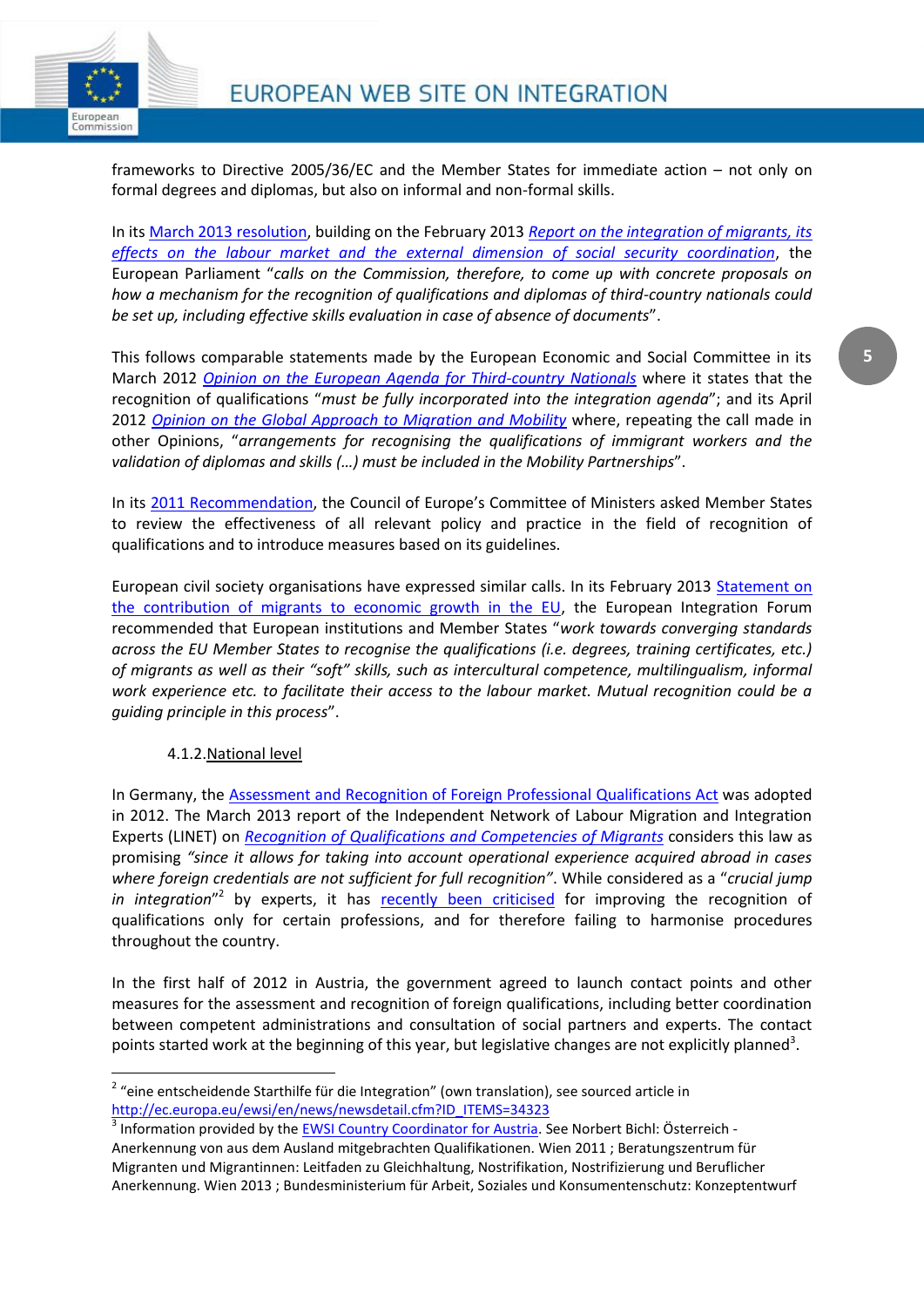frameworks to Directive 2005/36/EC and the Member States for immediate action – not only on formal degrees and diplomas, but also on informal and non-formal skills.

In its March 2013 resolution, building on the February 2013 *Report on the integration of migrants, its effects on the labour market and the external dimension of social security coordination*, the European Parliament "*calls on the Commission, therefore, to come up with concrete proposals on how a mechanism for the recognition of qualifications and diplomas of third-country nationals could be set up, including effective skills evaluation in case of absence of documents*".

This follows comparable statements made by the European Economic and Social Committee in its March 2012 *Opinion on the European Agenda for Third-country Nationals* where it states that the recognition of qualifications "*must be fully incorporated into the integration agenda*"; and its April 2012 *Opinion on the Global Approach to Migration and Mobility* where, repeating the call made in other Opinions, "*arrangements for recognising the qualifications of immigrant workers and the validation of diplomas and skills (…) must be included in the Mobility Partnerships*".

In its 2011 Recommendation, the Council of Europe's Committee of Ministers asked Member States to review the effectiveness of all relevant policy and practice in the field of recognition of qualifications and to introduce measures based on its guidelines.

European civil society organisations have expressed similar calls. In its February 2013 Statement on the contribution of migrants to economic growth in the EU, the European Integration Forum recommended that European institutions and Member States "*work towards converging standards across the EU Member States to recognise the qualifications (i.e. degrees, training certificates, etc.) of migrants as well as their "soft" skills, such as intercultural competence, multilingualism, informal work experience etc. to facilitate their access to the labour market. Mutual recognition could be a guiding principle in this process*".

#### 4.1.2. National level

In Germany, the Assessment and Recognition of Foreign Professional Qualifications Act was adopted in 2012. The March 2013 report of the Independent Network of Labour Migration and Integration Experts (LINET) on *Recognition of Qualifications and Competencies of Migrants* considers this law as promising *"since it allows for taking into account operational experience acquired abroad in cases where foreign credentials are not sufficient for full recognition"*. While considered as a "*crucial jump in integration*"[2] by experts, it has recently been criticised for improving the recognition of qualifications only for certain professions, and for therefore failing to harmonise procedures throughout the country.

In the first half of 2012 in Austria, the government agreed to launch contact points and other measures for the assessment and recognition of foreign qualifications, including better coordination between competent administrations and consultation of social partners and experts. The contact points started work at the beginning of this year, but legislative changes are not explicitly planned[3].

---

[2] "eine entscheidende Starthilfe für die Integration" (own translation), see sourced article in http://ec.europa.eu/ewsi/en/news/newsdetail.cfm?ID_ITEMS=34323

[3] Information provided by the EWSI Country Coordinator for Austria. See Norbert Bichl: Österreich - Anerkennung von aus dem Ausland mitgebrachten Qualifikationen. Wien 2011 ; Beratungszentrum für Migranten und Migrantinnen: Leitfaden zu Gleichhaltung, Nostrifikation, Nostrifizierung und Beruflicher Anerkennung. Wien 2013 ; Bundesministerium für Arbeit, Soziales und Konsumentenschutz: Konzeptentwurf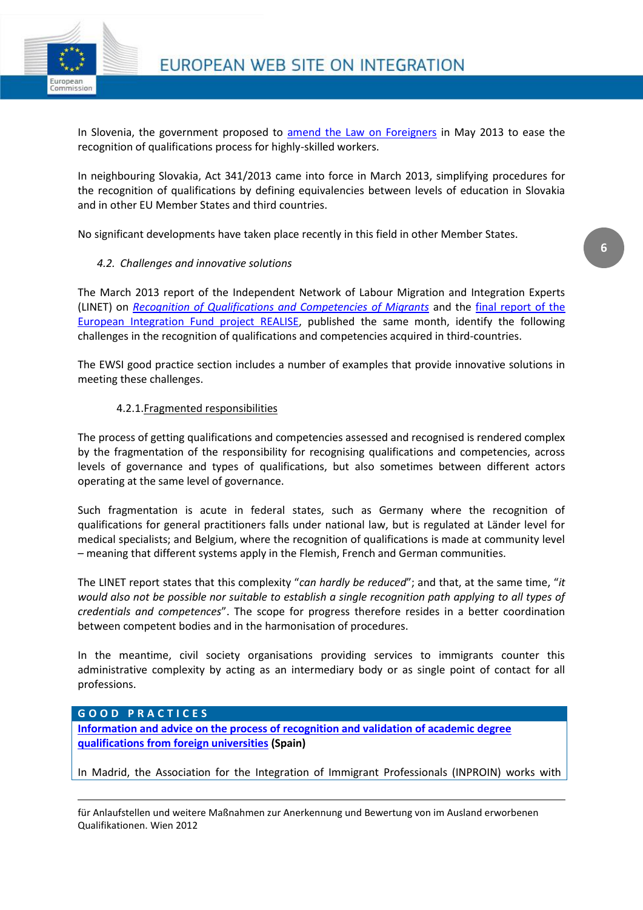In Slovenia, the government proposed to amend the Law on Foreigners in May 2013 to ease the recognition of qualifications process for highly-skilled workers.

In neighbouring Slovakia, Act 341/2013 came into force in March 2013, simplifying procedures for the recognition of qualifications by defining equivalencies between levels of education in Slovakia and in other EU Member States and third countries.

No significant developments have taken place recently in this field in other Member States.

### *4.2. Challenges and innovative solutions*

The March 2013 report of the Independent Network of Labour Migration and Integration Experts (LINET) on *Recognition of Qualifications and Competences of Migrants* and the final report of the European Integration Fund project REALISE, published the same month, identify the following challenges in the recognition of qualifications and competencies acquired in third-countries.

The EWSI good practice section includes a number of examples that provide innovative solutions in meeting these challenges.

#### 4.2.1. Fragmented responsibilities

The process of getting qualifications and competencies assessed and recognised is rendered complex by the fragmentation of the responsibility for recognising qualifications and competencies, across levels of governance and types of qualifications, but also sometimes between different actors operating at the same level of governance.

Such fragmentation is acute in federal states, such as Germany where the recognition of qualifications for general practitioners falls under national law, but is regulated at Länder level for medical specialists; and Belgium, where the recognition of qualifications is made at community level – meaning that different systems apply in the Flemish, French and German communities.

The LINET report states that this complexity "*can hardly be reduced*"; and that, at the same time, "*it would also not be possible nor suitable to establish a single recognition path applying to all types of credentials and competences*". The scope for progress therefore resides in a better coordination between competent bodies and in the harmonisation of procedures.

In the meantime, civil society organisations providing services to immigrants counter this administrative complexity by acting as an intermediary body or as single point of contact for all professions.

**GOOD PRACTICES**

**Information and advice on the process of recognition and validation of academic degree qualifications from foreign universities (Spain)**

In Madrid, the Association for the Integration of Immigrant Professionals (INPROIN) works with

für Anlaufstellen und weitere Maßnahmen zur Anerkennung und Bewertung von im Ausland erworbenen Qualifikationen. Wien 2012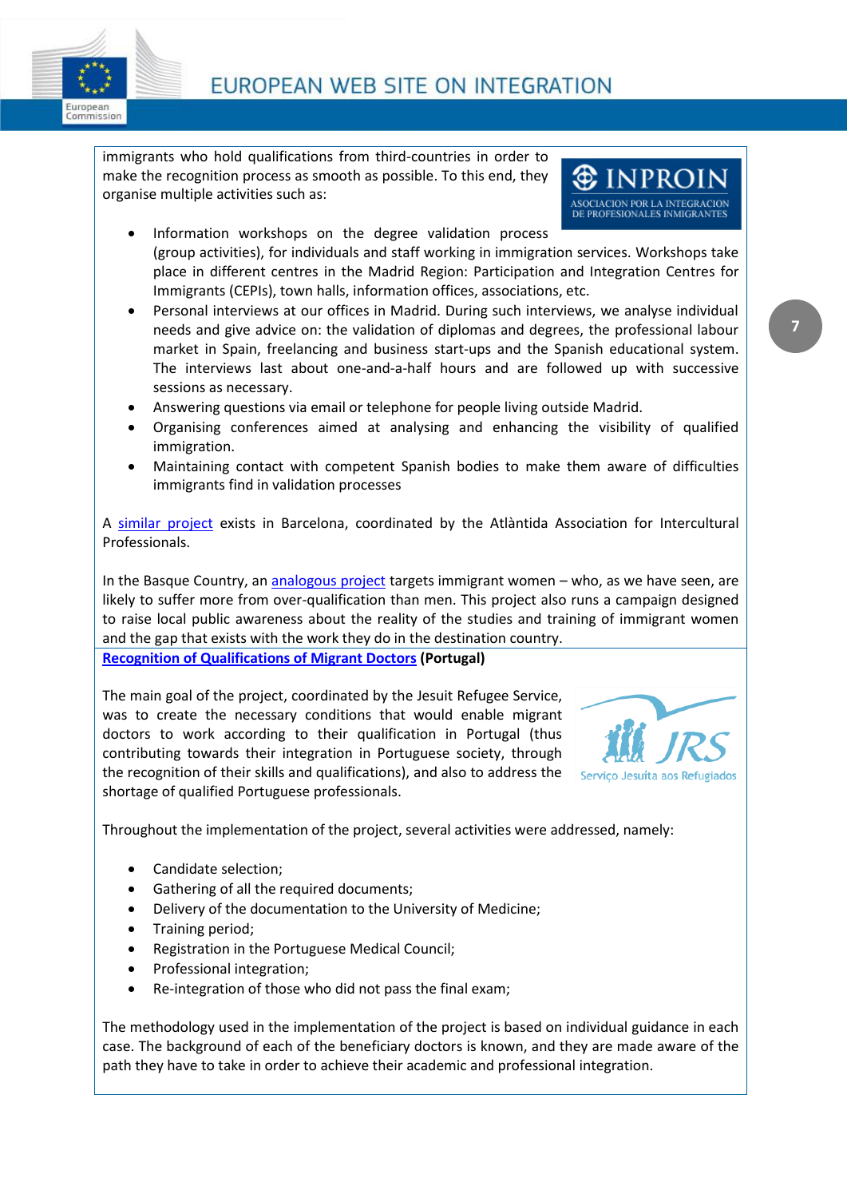immigrants who hold qualifications from third-countries in order to make the recognition process as smooth as possible. To this end, they organise multiple activities such as:

- Information workshops on the degree validation process (group activities), for individuals and staff working in immigration services. Workshops take place in different centres in the Madrid Region: Participation and Integration Centres for Immigrants (CEPIs), town halls, information offices, associations, etc.
- Personal interviews at our offices in Madrid. During such interviews, we analyse individual needs and give advice on: the validation of diplomas and degrees, the professional labour market in Spain, freelancing and business start-ups and the Spanish educational system. The interviews last about one-and-a-half hours and are followed up with successive sessions as necessary.
- Answering questions via email or telephone for people living outside Madrid.
- Organising conferences aimed at analysing and enhancing the visibility of qualified immigration.
- Maintaining contact with competent Spanish bodies to make them aware of difficulties immigrants find in validation processes

A similar project exists in Barcelona, coordinated by the Atlàntida Association for Intercultural Professionals.

In the Basque Country, an analogous project targets immigrant women – who, as we have seen, are likely to suffer more from over-qualification than men. This project also runs a campaign designed to raise local public awareness about the reality of the studies and training of immigrant women and the gap that exists with the work they do in the destination country.

**Recognition of Qualifications of Migrant Doctors (Portugal)**

The main goal of the project, coordinated by the Jesuit Refugee Service, was to create the necessary conditions that would enable migrant doctors to work according to their qualification in Portugal (thus contributing towards their integration in Portuguese society, through the recognition of their skills and qualifications), and also to address the shortage of qualified Portuguese professionals.

Throughout the implementation of the project, several activities were addressed, namely:

- Candidate selection;
- Gathering of all the required documents;
- Delivery of the documentation to the University of Medicine;
- Training period;
- Registration in the Portuguese Medical Council;
- Professional integration;
- Re-integration of those who did not pass the final exam;

The methodology used in the implementation of the project is based on individual guidance in each case. The background of each of the beneficiary doctors is known, and they are made aware of the path they have to take in order to achieve their academic and professional integration.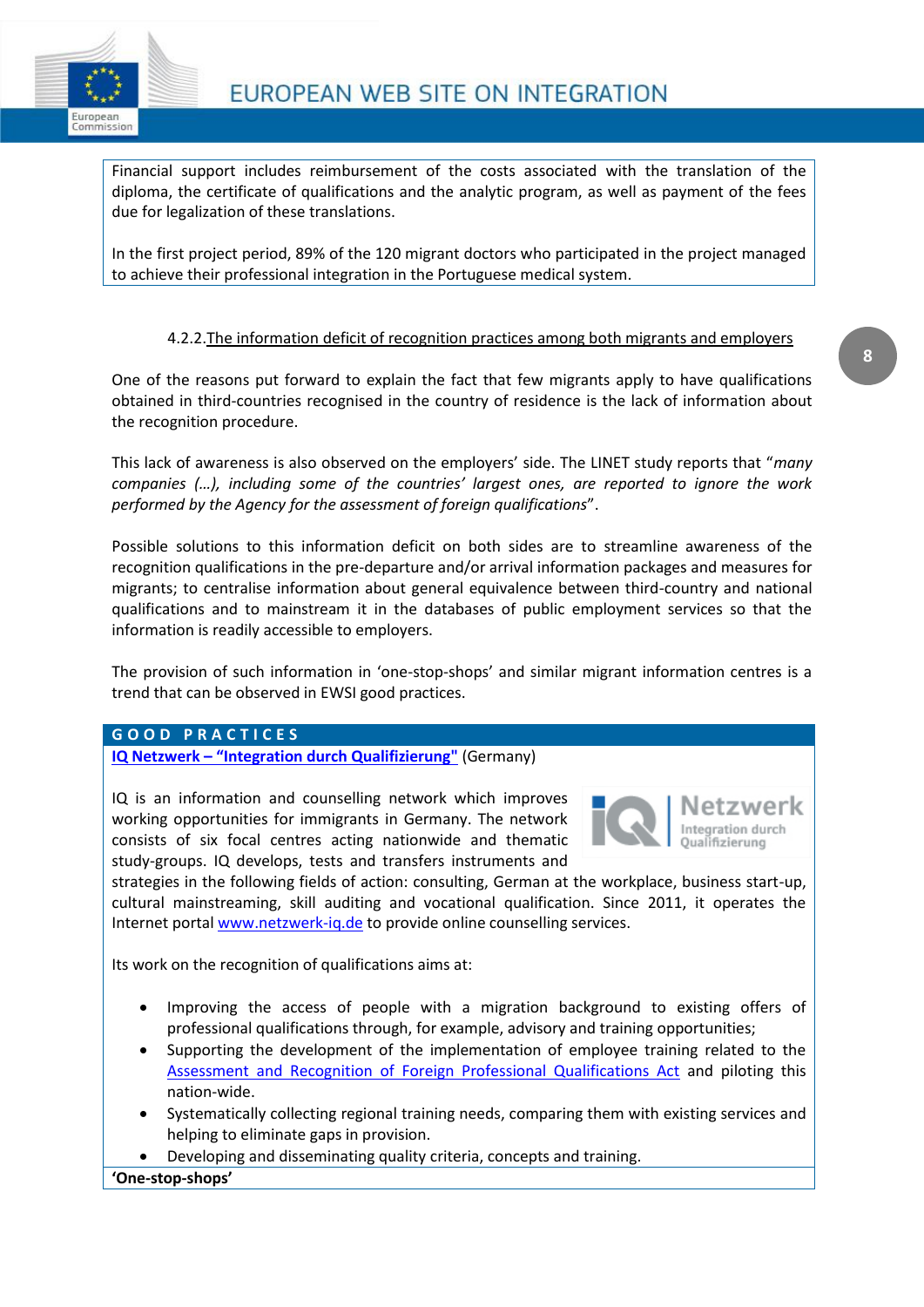Financial support includes reimbursement of the costs associated with the translation of the diploma, the certificate of qualifications and the analytic program, as well as payment of the fees due for legalization of these translations.

In the first project period, 89% of the 120 migrant doctors who participated in the project managed to achieve their professional integration in the Portuguese medical system.

### 4.2.2. The information deficit of recognition practices among both migrants and employers

One of the reasons put forward to explain the fact that few migrants apply to have qualifications obtained in third-countries recognised in the country of residence is the lack of information about the recognition procedure.

This lack of awareness is also observed on the employers' side. The LINET study reports that "*many companies (…), including some of the countries' largest ones, are reported to ignore the work performed by the Agency for the assessment of foreign qualifications*".

Possible solutions to this information deficit on both sides are to streamline awareness of the recognition qualifications in the pre-departure and/or arrival information packages and measures for migrants; to centralise information about general equivalence between third-country and national qualifications and to mainstream it in the databases of public employment services so that the information is readily accessible to employers.

The provision of such information in 'one-stop-shops' and similar migrant information centres is a trend that can be observed in EWSI good practices.

**GOOD PRACTICES**

**IQ Netzwerk – "Integration durch Qualifizierung"** (Germany)

IQ is an information and counselling network which improves working opportunities for immigrants in Germany. The network consists of six focal centres acting nationwide and thematic study-groups. IQ develops, tests and transfers instruments and strategies in the following fields of action: consulting, German at the workplace, business start-up, cultural mainstreaming, skill auditing and vocational qualification. Since 2011, it operates the Internet portal www.netzwerk-iq.de to provide online counselling services.

Its work on the recognition of qualifications aims at:

- Improving the access of people with a migration background to existing offers of professional qualifications through, for example, advisory and training opportunities;
- Supporting the development of the implementation of employee training related to the Assessment and Recognition of Foreign Professional Qualifications Act and piloting this nation-wide.
- Systematically collecting regional training needs, comparing them with existing services and helping to eliminate gaps in provision.
- Developing and disseminating quality criteria, concepts and training.

**'One-stop-shops'**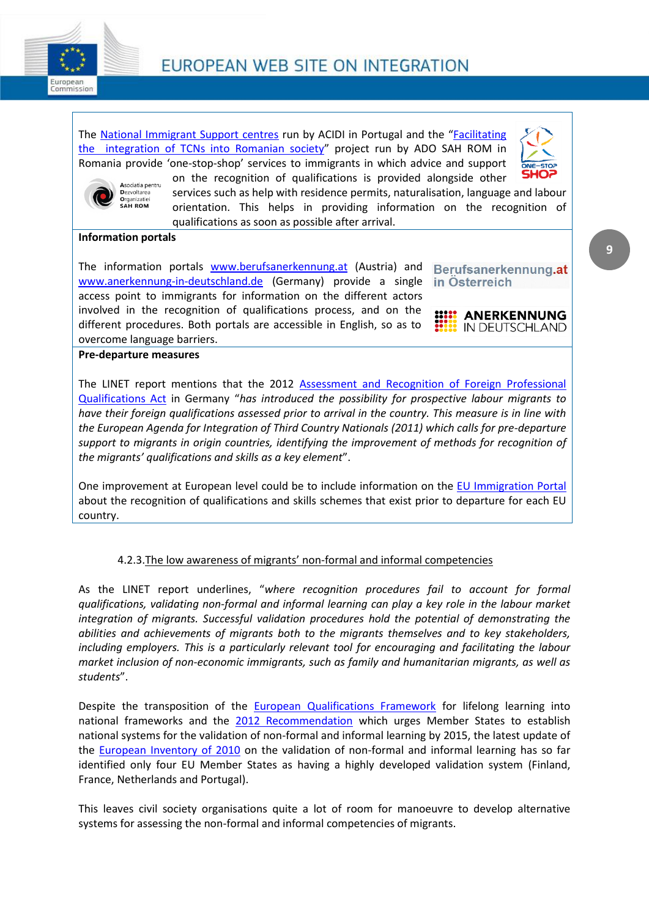The National Immigrant Support centres run by ACIDI in Portugal and the "Facilitating the integration of TCNs into Romanian society" project run by ADO SAH ROM in Romania provide 'one-stop-shop' services to immigrants in which advice and support on the recognition of qualifications is provided alongside other services such as help with residence permits, naturalisation, language and labour orientation. This helps in providing information on the recognition of qualifications as soon as possible after arrival.

**Information portals**

The information portals www.berufsanerkennung.at (Austria) and www.anerkennung-in-deutschland.de (Germany) provide a single access point to immigrants for information on the different actors involved in the recognition of qualifications process, and on the different procedures. Both portals are accessible in English, so as to overcome language barriers.

**Pre-departure measures**

The LINET report mentions that the 2012 Assessment and Recognition of Foreign Professional Qualifications Act in Germany "*has introduced the possibility for prospective labour migrants to have their foreign qualifications assessed prior to arrival in the country. This measure is in line with the European Agenda for Integration of Third Country Nationals (2011) which calls for pre-departure support to migrants in origin countries, identifying the improvement of methods for recognition of the migrants' qualifications and skills as a key element*".

One improvement at European level could be to include information on the EU Immigration Portal about the recognition of qualifications and skills schemes that exist prior to departure for each EU country.

### 4.2.3. The low awareness of migrants' non-formal and informal competencies

As the LINET report underlines, "*where recognition procedures fail to account for formal qualifications, validating non-formal and informal learning can play a key role in the labour market integration of migrants. Successful validation procedures hold the potential of demonstrating the abilities and achievements of migrants both to the migrants themselves and to key stakeholders, including employers. This is a particularly relevant tool for encouraging and facilitating the labour market inclusion of non-economic immigrants, such as family and humanitarian migrants, as well as students*".

Despite the transposition of the European Qualifications Framework for lifelong learning into national frameworks and the 2012 Recommendation which urges Member States to establish national systems for the validation of non-formal and informal learning by 2015, the latest update of the European Inventory of 2010 on the validation of non-formal and informal learning has so far identified only four EU Member States as having a highly developed validation system (Finland, France, Netherlands and Portugal).

This leaves civil society organisations quite a lot of room for manoeuvre to develop alternative systems for assessing the non-formal and informal competencies of migrants.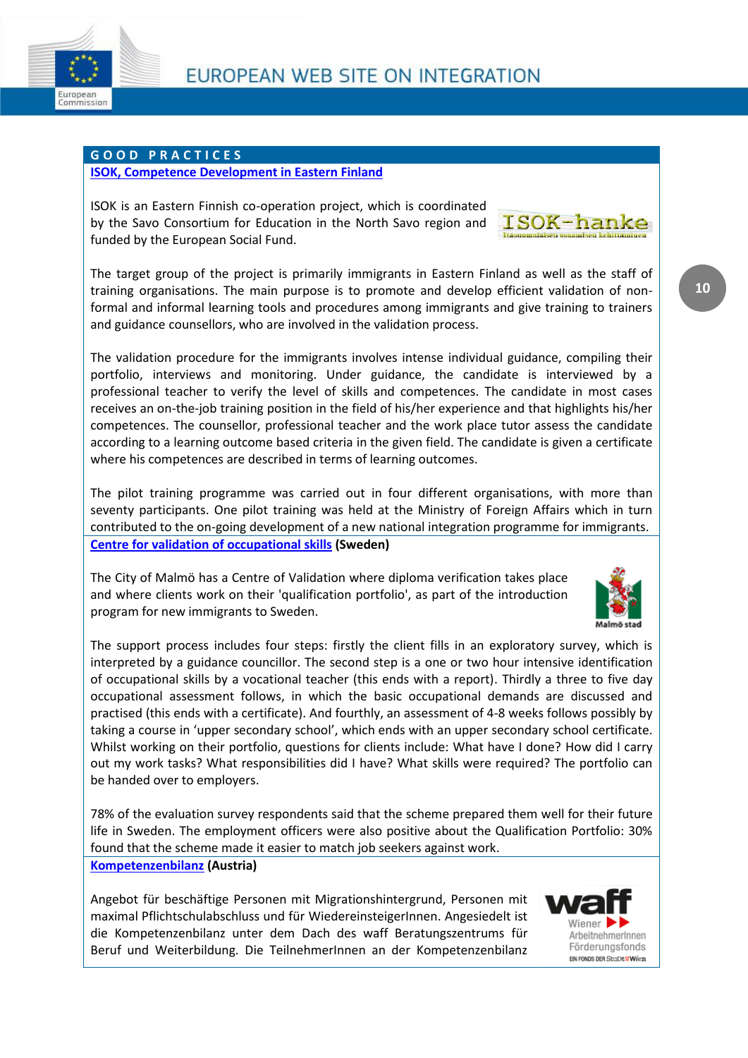## GOOD PRACTICES

### [ISOK, Competence Development in Eastern Finland]

ISOK is an Eastern Finnish co-operation project, which is coordinated by the Savo Consortium for Education in the North Savo region and funded by the European Social Fund.

The target group of the project is primarily immigrants in Eastern Finland as well as the staff of training organisations. The main purpose is to promote and develop efficient validation of non-formal and informal learning tools and procedures among immigrants and give training to trainers and guidance counsellors, who are involved in the validation process.

The validation procedure for the immigrants involves intense individual guidance, compiling their portfolio, interviews and monitoring. Under guidance, the candidate is interviewed by a professional teacher to verify the level of skills and competences. The candidate in most cases receives an on-the-job training position in the field of his/her experience and that highlights his/her competences. The counsellor, professional teacher and the work place tutor assess the candidate according to a learning outcome based criteria in the given field. The candidate is given a certificate where his competences are described in terms of learning outcomes.

The pilot training programme was carried out in four different organisations, with more than seventy participants. One pilot training was held at the Ministry of Foreign Affairs which in turn contributed to the on-going development of a new national integration programme for immigrants.

### [Centre for validation of occupational skills] (Sweden)

The City of Malmö has a Centre of Validation where diploma verification takes place and where clients work on their 'qualification portfolio', as part of the introduction program for new immigrants to Sweden.

The support process includes four steps: firstly the client fills in an exploratory survey, which is interpreted by a guidance councillor. The second step is a one or two hour intensive identification of occupational skills by a vocational teacher (this ends with a report). Thirdly a three to five day occupational assessment follows, in which the basic occupational demands are discussed and practised (this ends with a certificate). And fourthly, an assessment of 4-8 weeks follows possibly by taking a course in 'upper secondary school', which ends with an upper secondary school certificate. Whilst working on their portfolio, questions for clients include: What have I done? How did I carry out my work tasks? What responsibilities did I have? What skills were required? The portfolio can be handed over to employers.

78% of the evaluation survey respondents said that the scheme prepared them well for their future life in Sweden. The employment officers were also positive about the Qualification Portfolio: 30% found that the scheme made it easier to match job seekers against work.

### [Kompetenzenbilanz] (Austria)

Angebot für beschäftige Personen mit Migrationshintergrund, Personen mit maximal Pflichtschulabschluss und für WiedereinsteigerInnen. Angesiedelt ist die Kompetenzenbilanz unter dem Dach des waff Beratungszentrums für Beruf und Weiterbildung. Die TeilnehmerInnen an der Kompetenzenbilanz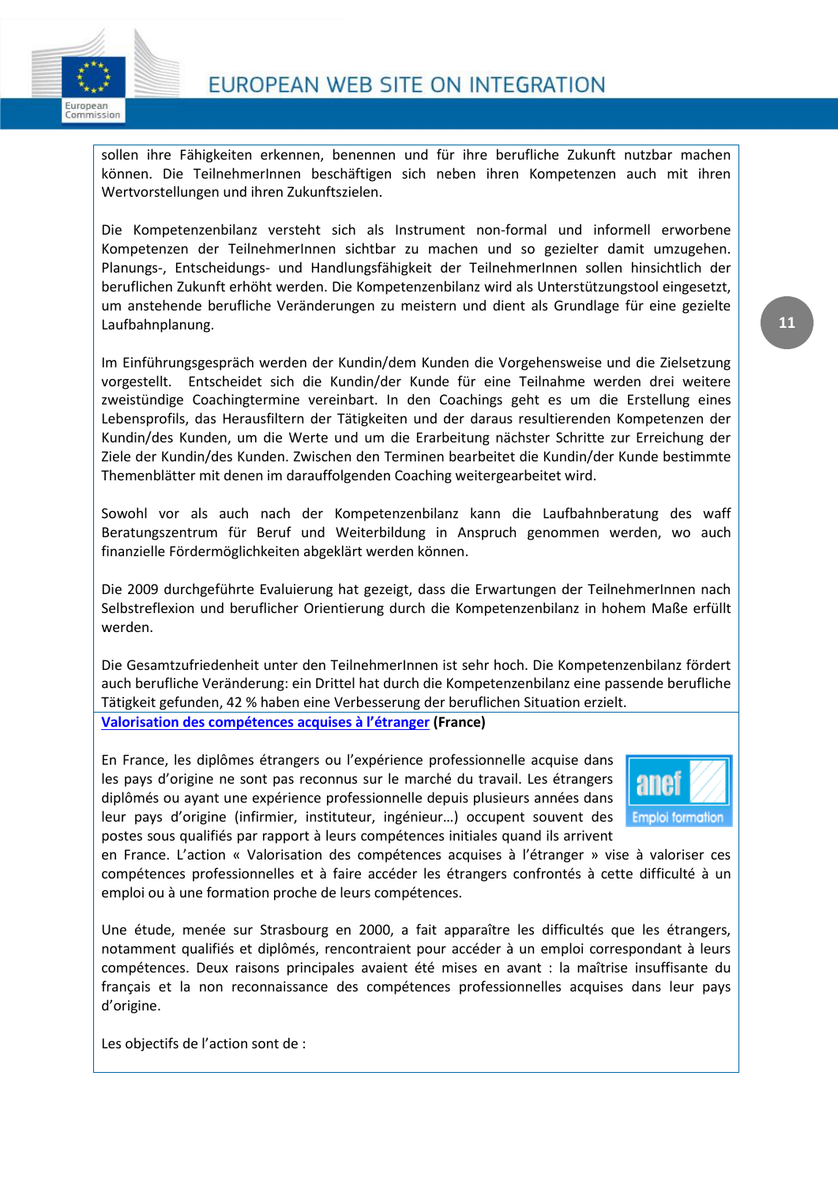sollen ihre Fähigkeiten erkennen, benennen und für ihre berufliche Zukunft nutzbar machen können. Die TeilnehmerInnen beschäftigen sich neben ihren Kompetenzen auch mit ihren Wertvorstellungen und ihren Zukunftszielen.

Die Kompetenzenbilanz versteht sich als Instrument non-formal und informell erworbene Kompetenzen der TeilnehmerInnen sichtbar zu machen und so gezielter damit umzugehen. Planungs-, Entscheidungs- und Handlungsfähigkeit der TeilnehmerInnen sollen hinsichtlich der beruflichen Zukunft erhöht werden. Die Kompetenzenbilanz wird als Unterstützungstool eingesetzt, um anstehende berufliche Veränderungen zu meistern und dient als Grundlage für eine gezielte Laufbahnplanung.

Im Einführungsgespräch werden der Kundin/dem Kunden die Vorgehensweise und die Zielsetzung vorgestellt. Entscheidet sich die Kundin/der Kunde für eine Teilnahme werden drei weitere zweistündige Coachingtermine vereinbart. In den Coachings geht es um die Erstellung eines Lebensprofils, das Herausfiltern der Tätigkeiten und der daraus resultierenden Kompetenzen der Kundin/des Kunden, um die Werte und um die Erarbeitung nächster Schritte zur Erreichung der Ziele der Kundin/des Kunden. Zwischen den Terminen bearbeitet die Kundin/der Kunde bestimmte Themenblätter mit denen im darauffolgenden Coaching weitergearbeitet wird.

Sowohl vor als auch nach der Kompetenzenbilanz kann die Laufbahnberatung des waff Beratungszentrum für Beruf und Weiterbildung in Anspruch genommen werden, wo auch finanzielle Fördermöglichkeiten abgeklärt werden können.

Die 2009 durchgeführte Evaluierung hat gezeigt, dass die Erwartungen der TeilnehmerInnen nach Selbstreflexion und beruflicher Orientierung durch die Kompetenzenbilanz in hohem Maße erfüllt werden.

Die Gesamtzufriedenheit unter den TeilnehmerInnen ist sehr hoch. Die Kompetenzenbilanz fördert auch berufliche Veränderung: ein Drittel hat durch die Kompetenzenbilanz eine passende berufliche Tätigkeit gefunden, 42 % haben eine Verbesserung der beruflichen Situation erzielt.

**Valorisation des compétences acquises à l'étranger (France)**

En France, les diplômes étrangers ou l'expérience professionnelle acquise dans les pays d'origine ne sont pas reconnus sur le marché du travail. Les étrangers diplômés ou ayant une expérience professionnelle depuis plusieurs années dans leur pays d'origine (infirmier, instituteur, ingénieur…) occupent souvent des postes sous qualifiés par rapport à leurs compétences initiales quand ils arrivent en France. L'action « Valorisation des compétences acquises à l'étranger » vise à valoriser ces compétences professionnelles et à faire accéder les étrangers confrontés à cette difficulté à un emploi ou à une formation proche de leurs compétences.

Une étude, menée sur Strasbourg en 2000, a fait apparaître les difficultés que les étrangers, notamment qualifiés et diplômés, rencontraient pour accéder à un emploi correspondant à leurs compétences. Deux raisons principales avaient été mises en avant : la maîtrise insuffisante du français et la non reconnaissance des compétences professionnelles acquises dans leur pays d'origine.

Les objectifs de l'action sont de :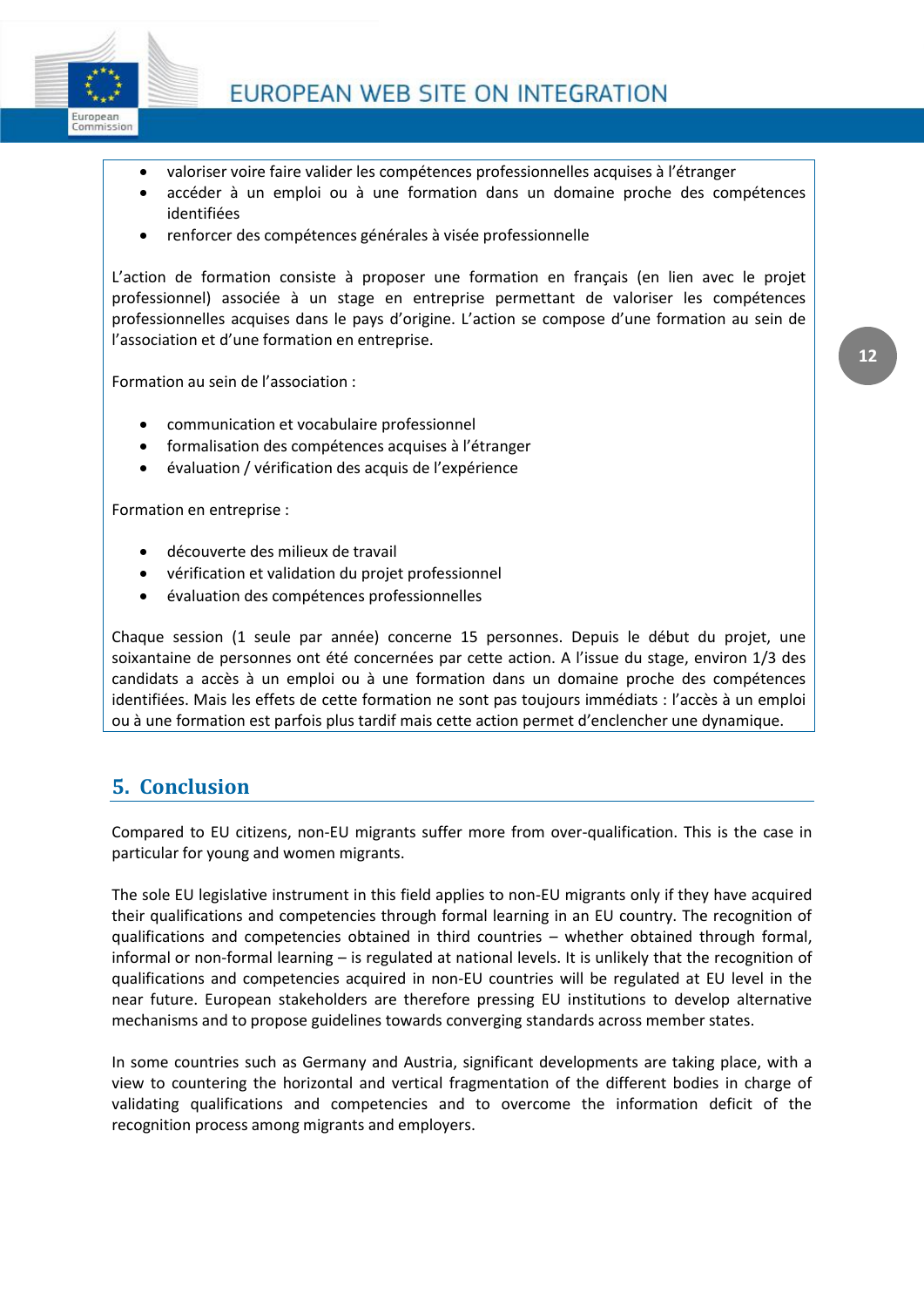- valoriser voire faire valider les compétences professionnelles acquises à l'étranger
- accéder à un emploi ou à une formation dans un domaine proche des compétences identifiées
- renforcer des compétences générales à visée professionnelle

L'action de formation consiste à proposer une formation en français (en lien avec le projet professionnel) associée à un stage en entreprise permettant de valoriser les compétences professionnelles acquises dans le pays d'origine. L'action se compose d'une formation au sein de l'association et d'une formation en entreprise.

Formation au sein de l'association :

- communication et vocabulaire professionnel
- formalisation des compétences acquises à l'étranger
- évaluation / vérification des acquis de l'expérience

Formation en entreprise :

- découverte des milieux de travail
- vérification et validation du projet professionnel
- évaluation des compétences professionnelles

Chaque session (1 seule par année) concerne 15 personnes. Depuis le début du projet, une soixantaine de personnes ont été concernées par cette action. A l'issue du stage, environ 1/3 des candidats a accès à un emploi ou à une formation dans un domaine proche des compétences identifiées. Mais les effets de cette formation ne sont pas toujours immédiats : l'accès à un emploi ou à une formation est parfois plus tardif mais cette action permet d'enclencher une dynamique.

## 5. Conclusion

Compared to EU citizens, non-EU migrants suffer more from over-qualification. This is the case in particular for young and women migrants.

The sole EU legislative instrument in this field applies to non-EU migrants only if they have acquired their qualifications and competencies through formal learning in an EU country. The recognition of qualifications and competencies obtained in third countries – whether obtained through formal, informal or non-formal learning – is regulated at national levels. It is unlikely that the recognition of qualifications and competencies acquired in non-EU countries will be regulated at EU level in the near future. European stakeholders are therefore pressing EU institutions to develop alternative mechanisms and to propose guidelines towards converging standards across member states.

In some countries such as Germany and Austria, significant developments are taking place, with a view to countering the horizontal and vertical fragmentation of the different bodies in charge of validating qualifications and competencies and to overcome the information deficit of the recognition process among migrants and employers.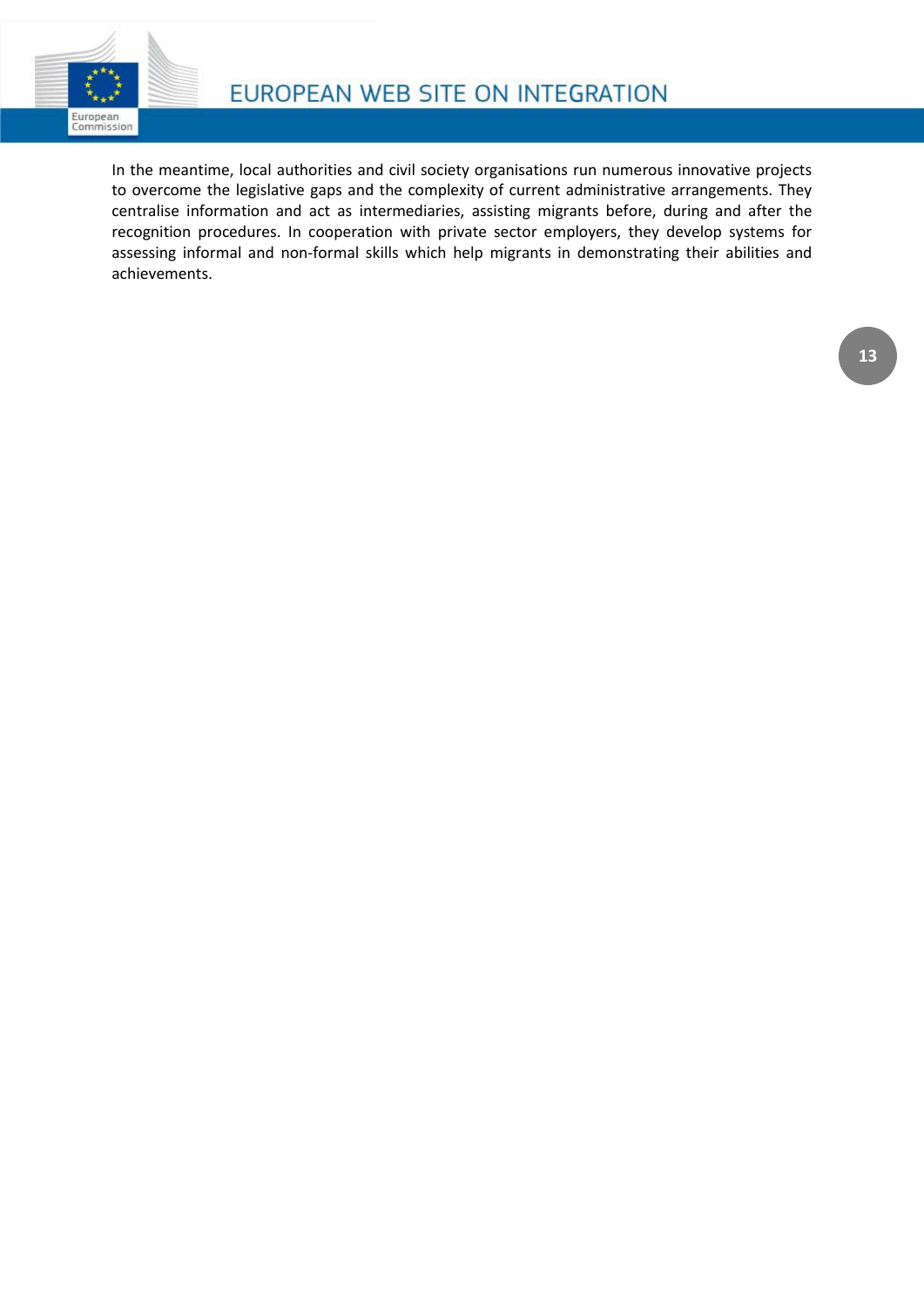In the meantime, local authorities and civil society organisations run numerous innovative projects to overcome the legislative gaps and the complexity of current administrative arrangements. They centralise information and act as intermediaries, assisting migrants before, during and after the recognition procedures. In cooperation with private sector employers, they develop systems for assessing informal and non-formal skills which help migrants in demonstrating their abilities and achievements.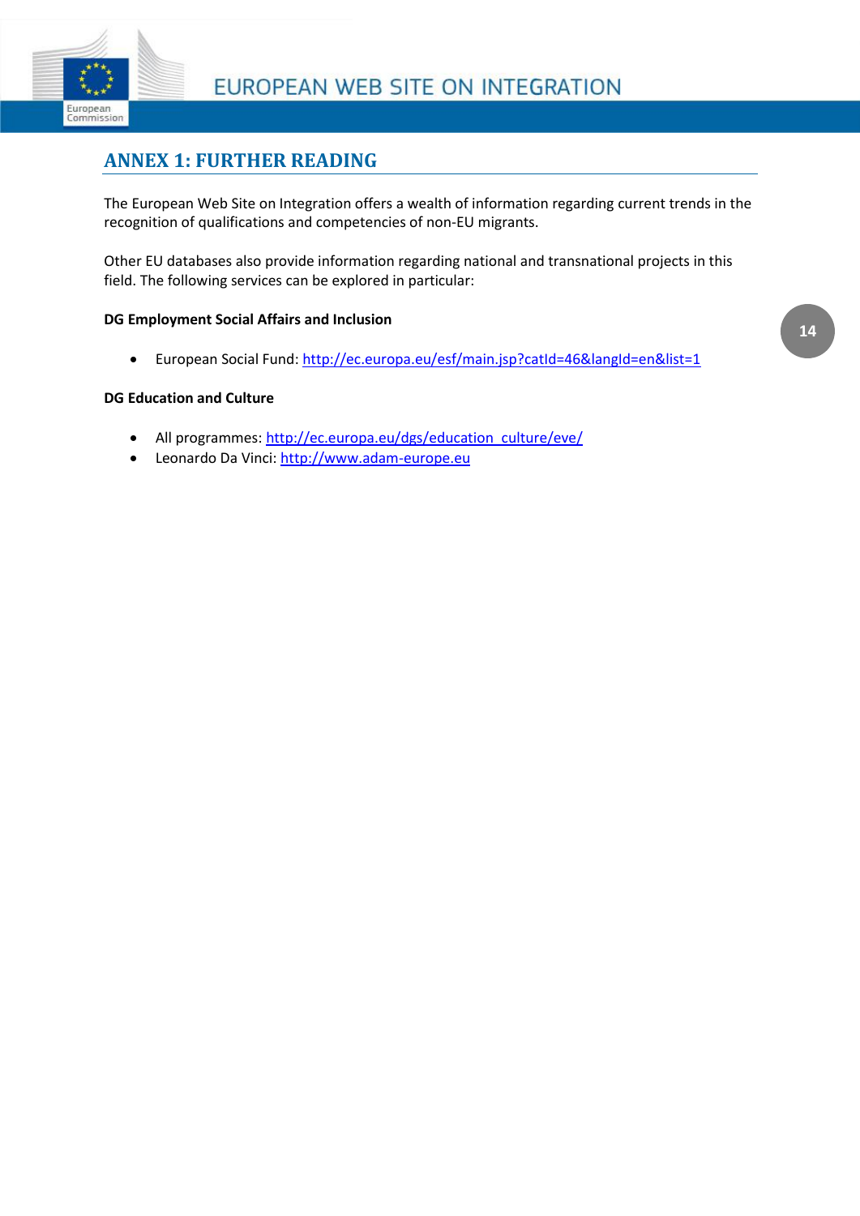## ANNEX 1: FURTHER READING

The European Web Site on Integration offers a wealth of information regarding current trends in the recognition of qualifications and competencies of non-EU migrants.

Other EU databases also provide information regarding national and transnational projects in this field. The following services can be explored in particular:

**DG Employment Social Affairs and Inclusion**

- European Social Fund: http://ec.europa.eu/esf/main.jsp?catId=46&langId=en&list=1

**DG Education and Culture**

- All programmes: http://ec.europa.eu/dgs/education_culture/eve/
- Leonardo Da Vinci: http://www.adam-europe.eu